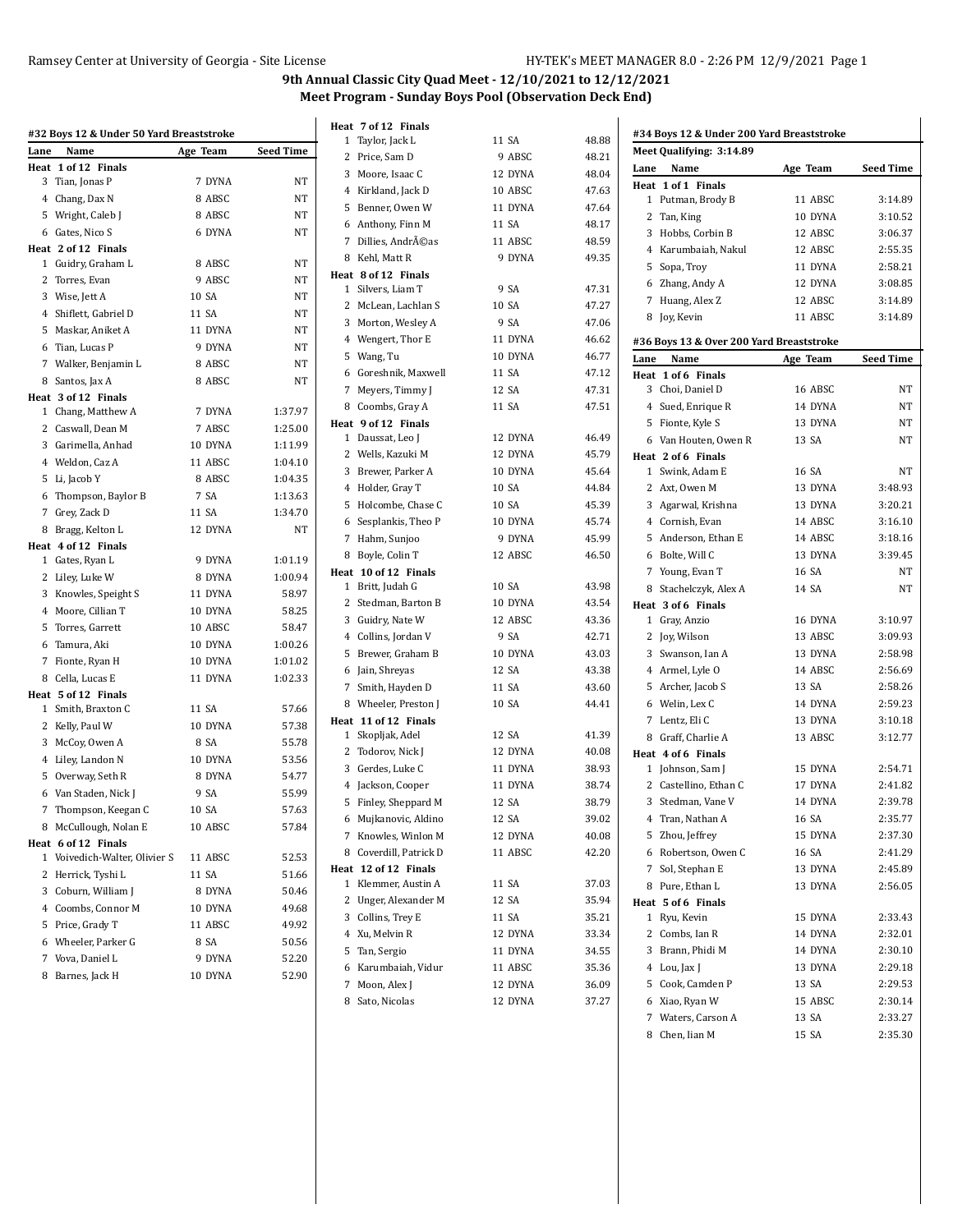# 9th Annual Classic City Quad Meet - 12/10/2021 to 12/12/2021

## Meet Program - Sunday Boys Pool (Observation Deck End)

### #32 Boys 12 & Under 50 Yard Breaststroke

| Lane | Name | Age | Team | Seed Time |
|---|---|---|---|---|
| **Heat 1 of 12 Finals** | | | | |
| 3 | Tian, Jonas P | 7 | DYNA | NT |
| 4 | Chang, Dax N | 8 | ABSC | NT |
| 5 | Wright, Caleb J | 8 | ABSC | NT |
| 6 | Gates, Nico S | 6 | DYNA | NT |
| **Heat 2 of 12 Finals** | | | | |
| 1 | Guidry, Graham L | 8 | ABSC | NT |
| 2 | Torres, Evan | 9 | ABSC | NT |
| 3 | Wise, Jett A | 10 | SA | NT |
| 4 | Shiflett, Gabriel D | 11 | SA | NT |
| 5 | Maskar, Aniket A | 11 | DYNA | NT |
| 6 | Tian, Lucas P | 9 | DYNA | NT |
| 7 | Walker, Benjamin L | 8 | ABSC | NT |
| 8 | Santos, Jax A | 8 | ABSC | NT |
| **Heat 3 of 12 Finals** | | | | |
| 1 | Chang, Matthew A | 7 | DYNA | 1:37.97 |
| 2 | Caswall, Dean M | 7 | ABSC | 1:25.00 |
| 3 | Garimella, Anhad | 10 | DYNA | 1:11.99 |
| 4 | Weldon, Caz A | 11 | ABSC | 1:04.10 |
| 5 | Li, Jacob Y | 8 | ABSC | 1:04.35 |
| 6 | Thompson, Baylor B | 7 | SA | 1:13.63 |
| 7 | Grey, Zack D | 11 | SA | 1:34.70 |
| 8 | Bragg, Kelton L | 12 | DYNA | NT |
| **Heat 4 of 12 Finals** | | | | |
| 1 | Gates, Ryan L | 9 | DYNA | 1:01.19 |
| 2 | Liley, Luke W | 8 | DYNA | 1:00.94 |
| 3 | Knowles, Speight S | 11 | DYNA | 58.97 |
| 4 | Moore, Cillian T | 10 | DYNA | 58.25 |
| 5 | Torres, Garrett | 10 | ABSC | 58.47 |
| 6 | Tamura, Aki | 10 | DYNA | 1:00.26 |
| 7 | Fionte, Ryan H | 10 | DYNA | 1:01.02 |
| 8 | Cella, Lucas E | 11 | DYNA | 1:02.33 |
| **Heat 5 of 12 Finals** | | | | |
| 1 | Smith, Braxton C | 11 | SA | 57.66 |
| 2 | Kelly, Paul W | 10 | DYNA | 57.38 |
| 3 | McCoy, Owen A | 8 | SA | 55.78 |
| 4 | Liley, Landon N | 10 | DYNA | 53.56 |
| 5 | Overway, Seth R | 8 | DYNA | 54.77 |
| 6 | Van Staden, Nick J | 9 | SA | 55.99 |
| 7 | Thompson, Keegan C | 10 | SA | 57.63 |
| 8 | McCullough, Nolan E | 10 | ABSC | 57.84 |
| **Heat 6 of 12 Finals** | | | | |
| 1 | Voivedich-Walter, Olivier S | 11 | ABSC | 52.53 |
| 2 | Herrick, Tyshi L | 11 | SA | 51.66 |
| 3 | Coburn, William J | 8 | DYNA | 50.46 |
| 4 | Coombs, Connor M | 10 | DYNA | 49.68 |
| 5 | Price, Grady T | 11 | ABSC | 49.92 |
| 6 | Wheeler, Parker G | 8 | SA | 50.56 |
| 7 | Vova, Daniel L | 9 | DYNA | 52.20 |
| 8 | Barnes, Jack H | 10 | DYNA | 52.90 |
| **Heat 7 of 12 Finals** | | | | |
| 1 | Taylor, Jack L | 11 | SA | 48.88 |
| 2 | Price, Sam D | 9 | ABSC | 48.21 |
| 3 | Moore, Isaac C | 12 | DYNA | 48.04 |
| 4 | Kirkland, Jack D | 10 | ABSC | 47.63 |
| 5 | Benner, Owen W | 11 | DYNA | 47.64 |
| 6 | Anthony, Finn M | 11 | SA | 48.17 |
| 7 | Dillies, AndrÃ©as | 11 | ABSC | 48.59 |
| 8 | Kehl, Matt R | 9 | DYNA | 49.35 |
| **Heat 8 of 12 Finals** | | | | |
| 1 | Silvers, Liam T | 9 | SA | 47.31 |
| 2 | McLean, Lachlan S | 10 | SA | 47.27 |
| 3 | Morton, Wesley A | 9 | SA | 47.06 |
| 4 | Wengert, Thor E | 11 | DYNA | 46.62 |
| 5 | Wang, Tu | 10 | DYNA | 46.77 |
| 6 | Goreshnik, Maxwell | 11 | SA | 47.12 |
| 7 | Meyers, Timmy J | 12 | SA | 47.31 |
| 8 | Coombs, Gray A | 11 | SA | 47.51 |
| **Heat 9 of 12 Finals** | | | | |
| 1 | Daussat, Leo J | 12 | DYNA | 46.49 |
| 2 | Wells, Kazuki M | 12 | DYNA | 45.79 |
| 3 | Brewer, Parker A | 10 | DYNA | 45.64 |
| 4 | Holder, Gray T | 10 | SA | 44.84 |
| 5 | Holcombe, Chase C | 10 | SA | 45.39 |
| 6 | Sesplankis, Theo P | 10 | DYNA | 45.74 |
| 7 | Hahm, Sunjoo | 9 | DYNA | 45.99 |
| 8 | Boyle, Colin T | 12 | ABSC | 46.50 |
| **Heat 10 of 12 Finals** | | | | |
| 1 | Britt, Judah G | 10 | SA | 43.98 |
| 2 | Stedman, Barton B | 10 | DYNA | 43.54 |
| 3 | Guidry, Nate W | 12 | ABSC | 43.36 |
| 4 | Collins, Jordan V | 9 | SA | 42.71 |
| 5 | Brewer, Graham B | 10 | DYNA | 43.03 |
| 6 | Jain, Shreyas | 12 | SA | 43.38 |
| 7 | Smith, Hayden D | 11 | SA | 43.60 |
| 8 | Wheeler, Preston J | 10 | SA | 44.41 |
| **Heat 11 of 12 Finals** | | | | |
| 1 | Skopljak, Adel | 12 | SA | 41.39 |
| 2 | Todorov, Nick J | 12 | DYNA | 40.08 |
| 3 | Gerdes, Luke C | 11 | DYNA | 38.93 |
| 4 | Jackson, Cooper | 11 | DYNA | 38.74 |
| 5 | Finley, Sheppard M | 12 | SA | 38.79 |
| 6 | Mujkanovic, Aldino | 12 | SA | 39.02 |
| 7 | Knowles, Winlon M | 12 | DYNA | 40.08 |
| 8 | Coverdill, Patrick D | 11 | ABSC | 42.20 |
| **Heat 12 of 12 Finals** | | | | |
| 1 | Klemmer, Austin A | 11 | SA | 37.03 |
| 2 | Unger, Alexander M | 12 | SA | 35.94 |
| 3 | Collins, Trey E | 11 | SA | 35.21 |
| 4 | Xu, Melvin R | 12 | DYNA | 33.34 |
| 5 | Tan, Sergio | 11 | DYNA | 34.55 |
| 6 | Karumbaiah, Vidur | 11 | ABSC | 35.36 |
| 7 | Moon, Alex J | 12 | DYNA | 36.09 |
| 8 | Sato, Nicolas | 12 | DYNA | 37.27 |

### #34 Boys 12 & Under 200 Yard Breaststroke

Meet Qualifying: 3:14.89

| Lane | Name | Age | Team | Seed Time |
|---|---|---|---|---|
| **Heat 1 of 1 Finals** | | | | |
| 1 | Putman, Brody B | 11 | ABSC | 3:14.89 |
| 2 | Tan, King | 10 | DYNA | 3:10.52 |
| 3 | Hobbs, Corbin B | 12 | ABSC | 3:06.37 |
| 4 | Karumbaiah, Nakul | 12 | ABSC | 2:55.35 |
| 5 | Sopa, Troy | 11 | DYNA | 2:58.21 |
| 6 | Zhang, Andy A | 12 | DYNA | 3:08.85 |
| 7 | Huang, Alex Z | 12 | ABSC | 3:14.89 |
| 8 | Joy, Kevin | 11 | ABSC | 3:14.89 |

### #36 Boys 13 & Over 200 Yard Breaststroke

| Lane | Name | Age | Team | Seed Time |
|---|---|---|---|---|
| **Heat 1 of 6 Finals** | | | | |
| 3 | Choi, Daniel D | 16 | ABSC | NT |
| 4 | Sued, Enrique R | 14 | DYNA | NT |
| 5 | Fionte, Kyle S | 13 | DYNA | NT |
| 6 | Van Houten, Owen R | 13 | SA | NT |
| **Heat 2 of 6 Finals** | | | | |
| 1 | Swink, Adam E | 16 | SA | NT |
| 2 | Axt, Owen M | 13 | DYNA | 3:48.93 |
| 3 | Agarwal, Krishna | 13 | DYNA | 3:20.21 |
| 4 | Cornish, Evan | 14 | ABSC | 3:16.10 |
| 5 | Anderson, Ethan E | 14 | ABSC | 3:18.16 |
| 6 | Bolte, Will C | 13 | DYNA | 3:39.45 |
| 7 | Young, Evan T | 16 | SA | NT |
| 8 | Stachelczyk, Alex A | 14 | SA | NT |
| **Heat 3 of 6 Finals** | | | | |
| 1 | Gray, Anzio | 16 | DYNA | 3:10.97 |
| 2 | Joy, Wilson | 13 | ABSC | 3:09.93 |
| 3 | Swanson, Ian A | 13 | DYNA | 2:58.98 |
| 4 | Armel, Lyle O | 14 | ABSC | 2:56.69 |
| 5 | Archer, Jacob S | 13 | SA | 2:58.26 |
| 6 | Welin, Lex C | 14 | DYNA | 2:59.23 |
| 7 | Lentz, Eli C | 13 | DYNA | 3:10.18 |
| 8 | Graff, Charlie A | 13 | ABSC | 3:12.77 |
| **Heat 4 of 6 Finals** | | | | |
| 1 | Johnson, Sam J | 15 | DYNA | 2:54.71 |
| 2 | Castellino, Ethan C | 17 | DYNA | 2:41.82 |
| 3 | Stedman, Vane V | 14 | DYNA | 2:39.78 |
| 4 | Tran, Nathan A | 16 | SA | 2:35.77 |
| 5 | Zhou, Jeffrey | 15 | DYNA | 2:37.30 |
| 6 | Robertson, Owen C | 16 | SA | 2:41.29 |
| 7 | Sol, Stephan E | 13 | DYNA | 2:45.89 |
| 8 | Pure, Ethan L | 13 | DYNA | 2:56.05 |
| **Heat 5 of 6 Finals** | | | | |
| 1 | Ryu, Kevin | 15 | DYNA | 2:33.43 |
| 2 | Combs, Ian R | 14 | DYNA | 2:32.01 |
| 3 | Brann, Phidi M | 14 | DYNA | 2:30.10 |
| 4 | Lou, Jax J | 13 | DYNA | 2:29.18 |
| 5 | Cook, Camden P | 13 | SA | 2:29.53 |
| 6 | Xiao, Ryan W | 15 | ABSC | 2:30.14 |
| 7 | Waters, Carson A | 13 | SA | 2:33.27 |
| 8 | Chen, Iian M | 15 | SA | 2:35.30 |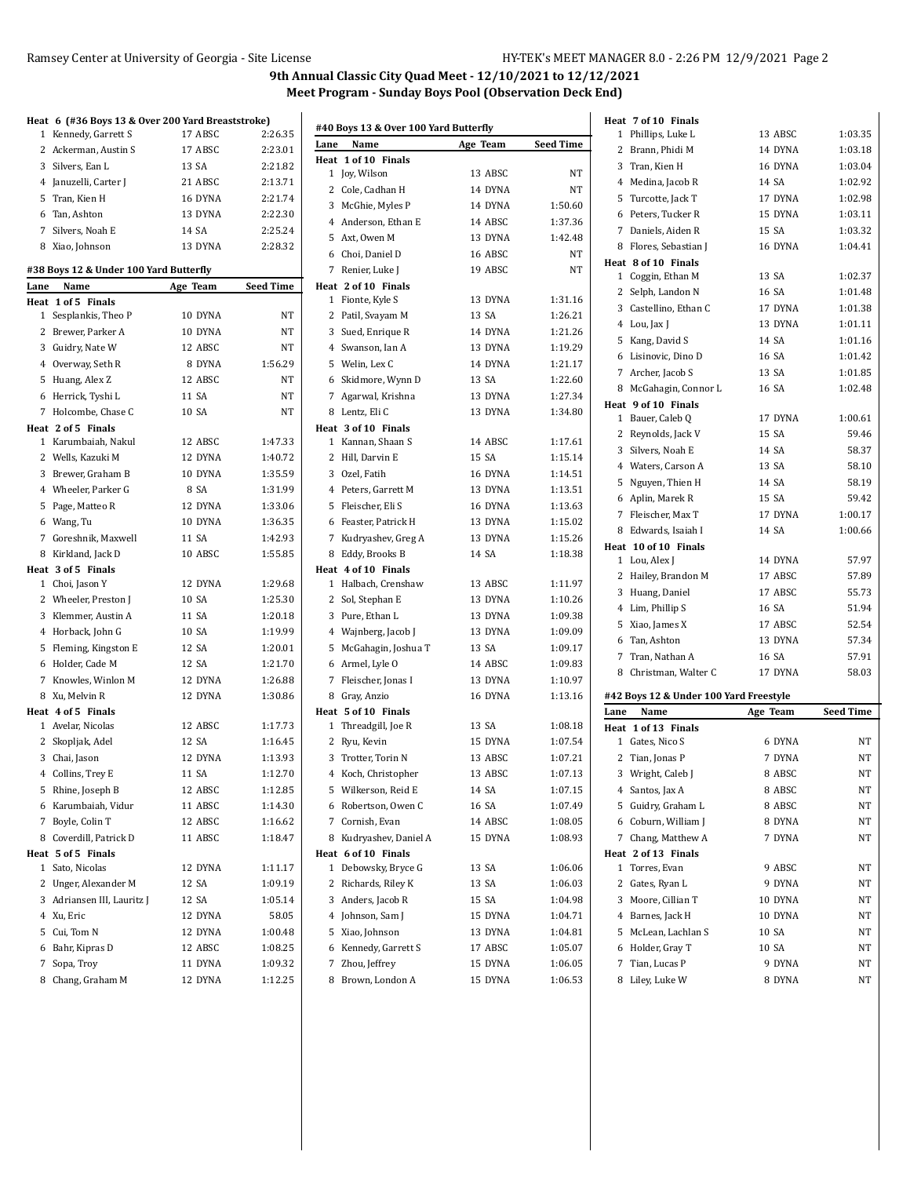## 9th Annual Classic City Quad Meet - 12/10/2021 to 12/12/2021
### Meet Program - Sunday Boys Pool (Observation Deck End)

**Heat 6 (#36 Boys 13 & Over 200 Yard Breaststroke)**

| Lane | Name | Age | Team | Seed Time |
|---|---|---|---|---|
| 1 | Kennedy, Garrett S | 17 | ABSC | 2:26.35 |
| 2 | Ackerman, Austin S | 17 | ABSC | 2:23.01 |
| 3 | Silvers, Ean L | 13 | SA | 2:21.82 |
| 4 | Januzelli, Carter J | 21 | ABSC | 2:13.71 |
| 5 | Tran, Kien H | 16 | DYNA | 2:21.74 |
| 6 | Tan, Ashton | 13 | DYNA | 2:22.30 |
| 7 | Silvers, Noah E | 14 | SA | 2:25.24 |
| 8 | Xiao, Johnson | 13 | DYNA | 2:28.32 |

### #38 Boys 12 & Under 100 Yard Butterfly

| Lane | Name | Age | Team | Seed Time |
|---|---|---|---|---|
| **Heat 1 of 5 Finals** | | | | |
| 1 | Sesplankis, Theo P | 10 | DYNA | NT |
| 2 | Brewer, Parker A | 10 | DYNA | NT |
| 3 | Guidry, Nate W | 12 | ABSC | NT |
| 4 | Overway, Seth R | 8 | DYNA | 1:56.29 |
| 5 | Huang, Alex Z | 12 | ABSC | NT |
| 6 | Herrick, Tyshi L | 11 | SA | NT |
| 7 | Holcombe, Chase C | 10 | SA | NT |
| **Heat 2 of 5 Finals** | | | | |
| 1 | Karumbaiah, Nakul | 12 | ABSC | 1:47.33 |
| 2 | Wells, Kazuki M | 12 | DYNA | 1:40.72 |
| 3 | Brewer, Graham B | 10 | DYNA | 1:35.59 |
| 4 | Wheeler, Parker G | 8 | SA | 1:31.99 |
| 5 | Page, Matteo R | 12 | DYNA | 1:33.06 |
| 6 | Wang, Tu | 10 | DYNA | 1:36.35 |
| 7 | Goreshnik, Maxwell | 11 | SA | 1:42.93 |
| 8 | Kirkland, Jack D | 10 | ABSC | 1:55.85 |
| **Heat 3 of 5 Finals** | | | | |
| 1 | Choi, Jason Y | 12 | DYNA | 1:29.68 |
| 2 | Wheeler, Preston J | 10 | SA | 1:25.30 |
| 3 | Klemmer, Austin A | 11 | SA | 1:20.18 |
| 4 | Horback, John G | 10 | SA | 1:19.99 |
| 5 | Fleming, Kingston E | 12 | SA | 1:20.01 |
| 6 | Holder, Cade M | 12 | SA | 1:21.70 |
| 7 | Knowles, Winlon M | 12 | DYNA | 1:26.88 |
| 8 | Xu, Melvin R | 12 | DYNA | 1:30.86 |
| **Heat 4 of 5 Finals** | | | | |
| 1 | Avelar, Nicolas | 12 | ABSC | 1:17.73 |
| 2 | Skopljak, Adel | 12 | SA | 1:16.45 |
| 3 | Chai, Jason | 12 | DYNA | 1:13.93 |
| 4 | Collins, Trey E | 11 | SA | 1:12.70 |
| 5 | Rhine, Joseph B | 12 | ABSC | 1:12.85 |
| 6 | Karumbaiah, Vidur | 11 | ABSC | 1:14.30 |
| 7 | Boyle, Colin T | 12 | ABSC | 1:16.62 |
| 8 | Coverdill, Patrick D | 11 | ABSC | 1:18.47 |
| **Heat 5 of 5 Finals** | | | | |
| 1 | Sato, Nicolas | 12 | DYNA | 1:11.17 |
| 2 | Unger, Alexander M | 12 | SA | 1:09.19 |
| 3 | Adriansen III, Lauritz J | 12 | SA | 1:05.14 |
| 4 | Xu, Eric | 12 | DYNA | 58.05 |
| 5 | Cui, Tom N | 12 | DYNA | 1:00.48 |
| 6 | Bahr, Kipras D | 12 | ABSC | 1:08.25 |
| 7 | Sopa, Troy | 11 | DYNA | 1:09.32 |
| 8 | Chang, Graham M | 12 | DYNA | 1:12.25 |

### #40 Boys 13 & Over 100 Yard Butterfly

| Lane | Name | Age | Team | Seed Time |
|---|---|---|---|---|
| **Heat 1 of 10 Finals** | | | | |
| 1 | Joy, Wilson | 13 | ABSC | NT |
| 2 | Cole, Cadhan H | 14 | DYNA | NT |
| 3 | McGhie, Myles P | 14 | DYNA | 1:50.60 |
| 4 | Anderson, Ethan E | 14 | ABSC | 1:37.36 |
| 5 | Axt, Owen M | 13 | DYNA | 1:42.48 |
| 6 | Choi, Daniel D | 16 | ABSC | NT |
| 7 | Renier, Luke J | 19 | ABSC | NT |
| **Heat 2 of 10 Finals** | | | | |
| 1 | Fionte, Kyle S | 13 | DYNA | 1:31.16 |
| 2 | Patil, Svayam M | 13 | SA | 1:26.21 |
| 3 | Sued, Enrique R | 14 | DYNA | 1:21.26 |
| 4 | Swanson, Ian A | 13 | DYNA | 1:19.29 |
| 5 | Welin, Lex C | 14 | DYNA | 1:21.17 |
| 6 | Skidmore, Wynn D | 13 | SA | 1:22.60 |
| 7 | Agarwal, Krishna | 13 | DYNA | 1:27.34 |
| 8 | Lentz, Eli C | 13 | DYNA | 1:34.80 |
| **Heat 3 of 10 Finals** | | | | |
| 1 | Kannan, Shaan S | 14 | ABSC | 1:17.61 |
| 2 | Hill, Darvin E | 15 | SA | 1:15.14 |
| 3 | Ozel, Fatih | 16 | DYNA | 1:14.51 |
| 4 | Peters, Garrett M | 13 | DYNA | 1:13.51 |
| 5 | Fleischer, Eli S | 16 | DYNA | 1:13.63 |
| 6 | Feaster, Patrick H | 13 | DYNA | 1:15.02 |
| 7 | Kudryashev, Greg A | 13 | DYNA | 1:15.26 |
| 8 | Eddy, Brooks B | 14 | SA | 1:18.38 |
| **Heat 4 of 10 Finals** | | | | |
| 1 | Halbach, Crenshaw | 13 | ABSC | 1:11.97 |
| 2 | Sol, Stephan E | 13 | DYNA | 1:10.26 |
| 3 | Pure, Ethan L | 13 | DYNA | 1:09.38 |
| 4 | Wajnberg, Jacob J | 13 | DYNA | 1:09.09 |
| 5 | McGahagin, Joshua T | 13 | SA | 1:09.17 |
| 6 | Armel, Lyle O | 14 | ABSC | 1:09.83 |
| 7 | Fleischer, Jonas I | 13 | DYNA | 1:10.97 |
| 8 | Gray, Anzio | 16 | DYNA | 1:13.16 |
| **Heat 5 of 10 Finals** | | | | |
| 1 | Threadgill, Joe R | 13 | SA | 1:08.18 |
| 2 | Ryu, Kevin | 15 | DYNA | 1:07.54 |
| 3 | Trotter, Torin N | 13 | ABSC | 1:07.21 |
| 4 | Koch, Christopher | 13 | ABSC | 1:07.13 |
| 5 | Wilkerson, Reid E | 14 | SA | 1:07.15 |
| 6 | Robertson, Owen C | 16 | SA | 1:07.49 |
| 7 | Cornish, Evan | 14 | ABSC | 1:08.05 |
| 8 | Kudryashev, Daniel A | 15 | DYNA | 1:08.93 |
| **Heat 6 of 10 Finals** | | | | |
| 1 | Debowsky, Bryce G | 13 | SA | 1:06.06 |
| 2 | Richards, Riley K | 13 | SA | 1:06.03 |
| 3 | Anders, Jacob R | 15 | SA | 1:04.98 |
| 4 | Johnson, Sam J | 15 | DYNA | 1:04.71 |
| 5 | Xiao, Johnson | 13 | DYNA | 1:04.81 |
| 6 | Kennedy, Garrett S | 17 | ABSC | 1:05.07 |
| 7 | Zhou, Jeffrey | 15 | DYNA | 1:06.05 |
| 8 | Brown, London A | 15 | DYNA | 1:06.53 |
| **Heat 7 of 10 Finals** | | | | |
| 1 | Phillips, Luke L | 13 | ABSC | 1:03.35 |
| 2 | Brann, Phidi M | 14 | DYNA | 1:03.18 |
| 3 | Tran, Kien H | 16 | DYNA | 1:03.04 |
| 4 | Medina, Jacob R | 14 | SA | 1:02.92 |
| 5 | Turcotte, Jack T | 17 | DYNA | 1:02.98 |
| 6 | Peters, Tucker R | 15 | DYNA | 1:03.11 |
| 7 | Daniels, Aiden R | 15 | SA | 1:03.32 |
| 8 | Flores, Sebastian J | 16 | DYNA | 1:04.41 |
| **Heat 8 of 10 Finals** | | | | |
| 1 | Coggin, Ethan M | 13 | SA | 1:02.37 |
| 2 | Selph, Landon N | 16 | SA | 1:01.48 |
| 3 | Castellino, Ethan C | 17 | DYNA | 1:01.38 |
| 4 | Lou, Jax J | 13 | DYNA | 1:01.11 |
| 5 | Kang, David S | 14 | SA | 1:01.16 |
| 6 | Lisinovic, Dino D | 16 | SA | 1:01.42 |
| 7 | Archer, Jacob S | 13 | SA | 1:01.85 |
| 8 | McGahagin, Connor L | 16 | SA | 1:02.48 |
| **Heat 9 of 10 Finals** | | | | |
| 1 | Bauer, Caleb Q | 17 | DYNA | 1:00.61 |
| 2 | Reynolds, Jack V | 15 | SA | 59.46 |
| 3 | Silvers, Noah E | 14 | SA | 58.37 |
| 4 | Waters, Carson A | 13 | SA | 58.10 |
| 5 | Nguyen, Thien H | 14 | SA | 58.19 |
| 6 | Aplin, Marek R | 15 | SA | 59.42 |
| 7 | Fleischer, Max T | 17 | DYNA | 1:00.17 |
| 8 | Edwards, Isaiah I | 14 | SA | 1:00.66 |
| **Heat 10 of 10 Finals** | | | | |
| 1 | Lou, Alex J | 14 | DYNA | 57.97 |
| 2 | Hailey, Brandon M | 17 | ABSC | 57.89 |
| 3 | Huang, Daniel | 17 | ABSC | 55.73 |
| 4 | Lim, Phillip S | 16 | SA | 51.94 |
| 5 | Xiao, James X | 17 | ABSC | 52.54 |
| 6 | Tan, Ashton | 13 | DYNA | 57.34 |
| 7 | Tran, Nathan A | 16 | SA | 57.91 |
| 8 | Christman, Walter C | 17 | DYNA | 58.03 |

### #42 Boys 12 & Under 100 Yard Freestyle

| Lane | Name | Age | Team | Seed Time |
|---|---|---|---|---|
| **Heat 1 of 13 Finals** | | | | |
| 1 | Gates, Nico S | 6 | DYNA | NT |
| 2 | Tian, Jonas P | 7 | DYNA | NT |
| 3 | Wright, Caleb J | 8 | ABSC | NT |
| 4 | Santos, Jax A | 8 | ABSC | NT |
| 5 | Guidry, Graham L | 8 | ABSC | NT |
| 6 | Coburn, William J | 8 | DYNA | NT |
| 7 | Chang, Matthew A | 7 | DYNA | NT |
| **Heat 2 of 13 Finals** | | | | |
| 1 | Torres, Evan | 9 | ABSC | NT |
| 2 | Gates, Ryan L | 9 | DYNA | NT |
| 3 | Moore, Cillian T | 10 | DYNA | NT |
| 4 | Barnes, Jack H | 10 | DYNA | NT |
| 5 | McLean, Lachlan S | 10 | SA | NT |
| 6 | Holder, Gray T | 10 | SA | NT |
| 7 | Tian, Lucas P | 9 | DYNA | NT |
| 8 | Liley, Luke W | 8 | DYNA | NT |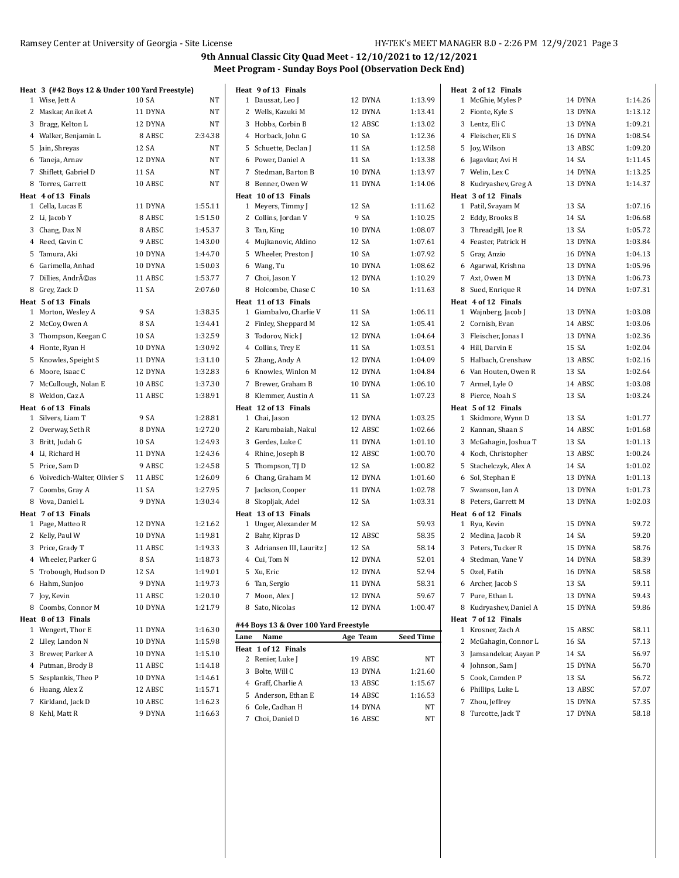# 9th Annual Classic City Quad Meet - 12/10/2021 to 12/12/2021

## Meet Program - Sunday Boys Pool (Observation Deck End)

**Heat 3 (#42 Boys 12 & Under 100 Yard Freestyle)**

| Lane | Name | Age | Team | Seed Time |
|---|---|---|---|---|
| 1 | Wise, Jett A | 10 | SA | NT |
| 2 | Maskar, Aniket A | 11 | DYNA | NT |
| 3 | Bragg, Kelton L | 12 | DYNA | NT |
| 4 | Walker, Benjamin L | 8 | ABSC | 2:34.38 |
| 5 | Jain, Shreyas | 12 | SA | NT |
| 6 | Taneja, Arnav | 12 | DYNA | NT |
| 7 | Shiflett, Gabriel D | 11 | SA | NT |
| 8 | Torres, Garrett | 10 | ABSC | NT |

**Heat 4 of 13 Finals**

| Lane | Name | Age | Team | Seed Time |
|---|---|---|---|---|
| 1 | Cella, Lucas E | 11 | DYNA | 1:55.11 |
| 2 | Li, Jacob Y | 8 | ABSC | 1:51.50 |
| 3 | Chang, Dax N | 8 | ABSC | 1:45.37 |
| 4 | Reed, Gavin C | 9 | ABSC | 1:43.00 |
| 5 | Tamura, Aki | 10 | DYNA | 1:44.70 |
| 6 | Garimella, Anhad | 10 | DYNA | 1:50.03 |
| 7 | Dillies, AndrÃ©as | 11 | ABSC | 1:53.77 |
| 8 | Grey, Zack D | 11 | SA | 2:07.60 |

**Heat 5 of 13 Finals**

| Lane | Name | Age | Team | Seed Time |
|---|---|---|---|---|
| 1 | Morton, Wesley A | 9 | SA | 1:38.35 |
| 2 | McCoy, Owen A | 8 | SA | 1:34.41 |
| 3 | Thompson, Keegan C | 10 | SA | 1:32.59 |
| 4 | Fionte, Ryan H | 10 | DYNA | 1:30.92 |
| 5 | Knowles, Speight S | 11 | DYNA | 1:31.10 |
| 6 | Moore, Isaac C | 12 | DYNA | 1:32.83 |
| 7 | McCullough, Nolan E | 10 | ABSC | 1:37.30 |
| 8 | Weldon, Caz A | 11 | ABSC | 1:38.91 |

**Heat 6 of 13 Finals**

| Lane | Name | Age | Team | Seed Time |
|---|---|---|---|---|
| 1 | Silvers, Liam T | 9 | SA | 1:28.81 |
| 2 | Overway, Seth R | 8 | DYNA | 1:27.20 |
| 3 | Britt, Judah G | 10 | SA | 1:24.93 |
| 4 | Li, Richard H | 11 | DYNA | 1:24.36 |
| 5 | Price, Sam D | 9 | ABSC | 1:24.58 |
| 6 | Voivedich-Walter, Olivier S | 11 | ABSC | 1:26.09 |
| 7 | Coombs, Gray A | 11 | SA | 1:27.95 |
| 8 | Vova, Daniel L | 9 | DYNA | 1:30.34 |

**Heat 7 of 13 Finals**

| Lane | Name | Age | Team | Seed Time |
|---|---|---|---|---|
| 1 | Page, Matteo R | 12 | DYNA | 1:21.62 |
| 2 | Kelly, Paul W | 10 | DYNA | 1:19.81 |
| 3 | Price, Grady T | 11 | ABSC | 1:19.33 |
| 4 | Wheeler, Parker G | 8 | SA | 1:18.73 |
| 5 | Trobough, Hudson D | 12 | SA | 1:19.01 |
| 6 | Hahm, Sunjoo | 9 | DYNA | 1:19.73 |
| 7 | Joy, Kevin | 11 | ABSC | 1:20.10 |
| 8 | Coombs, Connor M | 10 | DYNA | 1:21.79 |

**Heat 8 of 13 Finals**

| Lane | Name | Age | Team | Seed Time |
|---|---|---|---|---|
| 1 | Wengert, Thor E | 11 | DYNA | 1:16.30 |
| 2 | Liley, Landon N | 10 | DYNA | 1:15.98 |
| 3 | Brewer, Parker A | 10 | DYNA | 1:15.10 |
| 4 | Putman, Brody B | 11 | ABSC | 1:14.18 |
| 5 | Sesplankis, Theo P | 10 | DYNA | 1:14.61 |
| 6 | Huang, Alex Z | 12 | ABSC | 1:15.71 |
| 7 | Kirkland, Jack D | 10 | ABSC | 1:16.23 |
| 8 | Kehl, Matt R | 9 | DYNA | 1:16.63 |

**Heat 9 of 13 Finals**

| Lane | Name | Age | Team | Seed Time |
|---|---|---|---|---|
| 1 | Daussat, Leo J | 12 | DYNA | 1:13.99 |
| 2 | Wells, Kazuki M | 12 | DYNA | 1:13.41 |
| 3 | Hobbs, Corbin B | 12 | ABSC | 1:13.02 |
| 4 | Horback, John G | 10 | SA | 1:12.36 |
| 5 | Schuette, Declan J | 11 | SA | 1:12.58 |
| 6 | Power, Daniel A | 11 | SA | 1:13.38 |
| 7 | Stedman, Barton B | 10 | DYNA | 1:13.97 |
| 8 | Benner, Owen W | 11 | DYNA | 1:14.06 |

**Heat 10 of 13 Finals**

| Lane | Name | Age | Team | Seed Time |
|---|---|---|---|---|
| 1 | Meyers, Timmy J | 12 | SA | 1:11.62 |
| 2 | Collins, Jordan V | 9 | SA | 1:10.25 |
| 3 | Tan, King | 10 | DYNA | 1:08.07 |
| 4 | Mujkanovic, Aldino | 12 | SA | 1:07.61 |
| 5 | Wheeler, Preston J | 10 | SA | 1:07.92 |
| 6 | Wang, Tu | 10 | DYNA | 1:08.62 |
| 7 | Choi, Jason Y | 12 | DYNA | 1:10.29 |
| 8 | Holcombe, Chase C | 10 | SA | 1:11.63 |

**Heat 11 of 13 Finals**

| Lane | Name | Age | Team | Seed Time |
|---|---|---|---|---|
| 1 | Giambalvo, Charlie V | 11 | SA | 1:06.11 |
| 2 | Finley, Sheppard M | 12 | SA | 1:05.41 |
| 3 | Todorov, Nick J | 12 | DYNA | 1:04.64 |
| 4 | Collins, Trey E | 11 | SA | 1:03.51 |
| 5 | Zhang, Andy A | 12 | DYNA | 1:04.09 |
| 6 | Knowles, Winlon M | 12 | DYNA | 1:04.84 |
| 7 | Brewer, Graham B | 10 | DYNA | 1:06.10 |
| 8 | Klemmer, Austin A | 11 | SA | 1:07.23 |

**Heat 12 of 13 Finals**

| Lane | Name | Age | Team | Seed Time |
|---|---|---|---|---|
| 1 | Chai, Jason | 12 | DYNA | 1:03.25 |
| 2 | Karumbaiah, Nakul | 12 | ABSC | 1:02.66 |
| 3 | Gerdes, Luke C | 11 | DYNA | 1:01.10 |
| 4 | Rhine, Joseph B | 12 | ABSC | 1:00.70 |
| 5 | Thompson, TJ D | 12 | SA | 1:00.82 |
| 6 | Chang, Graham M | 12 | DYNA | 1:01.60 |
| 7 | Jackson, Cooper | 11 | DYNA | 1:02.78 |
| 8 | Skopljak, Adel | 12 | SA | 1:03.31 |

**Heat 13 of 13 Finals**

| Lane | Name | Age | Team | Seed Time |
|---|---|---|---|---|
| 1 | Unger, Alexander M | 12 | SA | 59.93 |
| 2 | Bahr, Kipras D | 12 | ABSC | 58.35 |
| 3 | Adriansen III, Lauritz J | 12 | SA | 58.14 |
| 4 | Cui, Tom N | 12 | DYNA | 52.01 |
| 5 | Xu, Eric | 12 | DYNA | 52.94 |
| 6 | Tan, Sergio | 11 | DYNA | 58.31 |
| 7 | Moon, Alex J | 12 | DYNA | 59.67 |
| 8 | Sato, Nicolas | 12 | DYNA | 1:00.47 |

### #44 Boys 13 & Over 100 Yard Freestyle

**Heat 1 of 12 Finals**

| Lane | Name | Age | Team | Seed Time |
|---|---|---|---|---|
| 2 | Renier, Luke J | 19 | ABSC | NT |
| 3 | Bolte, Will C | 13 | DYNA | 1:21.60 |
| 4 | Graff, Charlie A | 13 | ABSC | 1:15.67 |
| 5 | Anderson, Ethan E | 14 | ABSC | 1:16.53 |
| 6 | Cole, Cadhan H | 14 | DYNA | NT |
| 7 | Choi, Daniel D | 16 | ABSC | NT |

**Heat 2 of 12 Finals**

| Lane | Name | Age | Team | Seed Time |
|---|---|---|---|---|
| 1 | McGhie, Myles P | 14 | DYNA | 1:14.26 |
| 2 | Fionte, Kyle S | 13 | DYNA | 1:13.12 |
| 3 | Lentz, Eli C | 13 | DYNA | 1:09.21 |
| 4 | Fleischer, Eli S | 16 | DYNA | 1:08.54 |
| 5 | Joy, Wilson | 13 | ABSC | 1:09.20 |
| 6 | Jagavkar, Avi H | 14 | SA | 1:11.45 |
| 7 | Welin, Lex C | 14 | DYNA | 1:13.25 |
| 8 | Kudryashev, Greg A | 13 | DYNA | 1:14.37 |

**Heat 3 of 12 Finals**

| Lane | Name | Age | Team | Seed Time |
|---|---|---|---|---|
| 1 | Patil, Svayam M | 13 | SA | 1:07.16 |
| 2 | Eddy, Brooks B | 14 | SA | 1:06.68 |
| 3 | Threadgill, Joe R | 13 | SA | 1:05.72 |
| 4 | Feaster, Patrick H | 13 | DYNA | 1:03.84 |
| 5 | Gray, Anzio | 16 | DYNA | 1:04.13 |
| 6 | Agarwal, Krishna | 13 | DYNA | 1:05.96 |
| 7 | Axt, Owen M | 13 | DYNA | 1:06.73 |
| 8 | Sued, Enrique R | 14 | DYNA | 1:07.31 |

**Heat 4 of 12 Finals**

| Lane | Name | Age | Team | Seed Time |
|---|---|---|---|---|
| 1 | Wajnberg, Jacob J | 13 | DYNA | 1:03.08 |
| 2 | Cornish, Evan | 14 | ABSC | 1:03.06 |
| 3 | Fleischer, Jonas I | 13 | DYNA | 1:02.36 |
| 4 | Hill, Darvin E | 15 | SA | 1:02.04 |
| 5 | Halbach, Crenshaw | 13 | ABSC | 1:02.16 |
| 6 | Van Houten, Owen R | 13 | SA | 1:02.64 |
| 7 | Armel, Lyle O | 14 | ABSC | 1:03.08 |
| 8 | Pierce, Noah S | 13 | SA | 1:03.24 |

**Heat 5 of 12 Finals**

| Lane | Name | Age | Team | Seed Time |
|---|---|---|---|---|
| 1 | Skidmore, Wynn D | 13 | SA | 1:01.77 |
| 2 | Kannan, Shaan S | 14 | ABSC | 1:01.68 |
| 3 | McGahagin, Joshua T | 13 | SA | 1:01.13 |
| 4 | Koch, Christopher | 13 | ABSC | 1:00.24 |
| 5 | Stachelczyk, Alex A | 14 | SA | 1:01.02 |
| 6 | Sol, Stephan E | 13 | DYNA | 1:01.13 |
| 7 | Swanson, Ian A | 13 | DYNA | 1:01.73 |
| 8 | Peters, Garrett M | 13 | DYNA | 1:02.03 |

**Heat 6 of 12 Finals**

| Lane | Name | Age | Team | Seed Time |
|---|---|---|---|---|
| 1 | Ryu, Kevin | 15 | DYNA | 59.72 |
| 2 | Medina, Jacob R | 14 | SA | 59.20 |
| 3 | Peters, Tucker R | 15 | DYNA | 58.76 |
| 4 | Stedman, Vane V | 14 | DYNA | 58.39 |
| 5 | Ozel, Fatih | 16 | DYNA | 58.58 |
| 6 | Archer, Jacob S | 13 | SA | 59.11 |
| 7 | Pure, Ethan L | 13 | DYNA | 59.43 |
| 8 | Kudryashev, Daniel A | 15 | DYNA | 59.86 |

**Heat 7 of 12 Finals**

| Lane | Name | Age | Team | Seed Time |
|---|---|---|---|---|
| 1 | Krosner, Zach A | 15 | ABSC | 58.11 |
| 2 | McGahagin, Connor L | 16 | SA | 57.13 |
| 3 | Jamsandekar, Aayan P | 14 | SA | 56.97 |
| 4 | Johnson, Sam J | 15 | DYNA | 56.70 |
| 5 | Cook, Camden P | 13 | SA | 56.72 |
| 6 | Phillips, Luke L | 13 | ABSC | 57.07 |
| 7 | Zhou, Jeffrey | 15 | DYNA | 57.35 |
| 8 | Turcotte, Jack T | 17 | DYNA | 58.18 |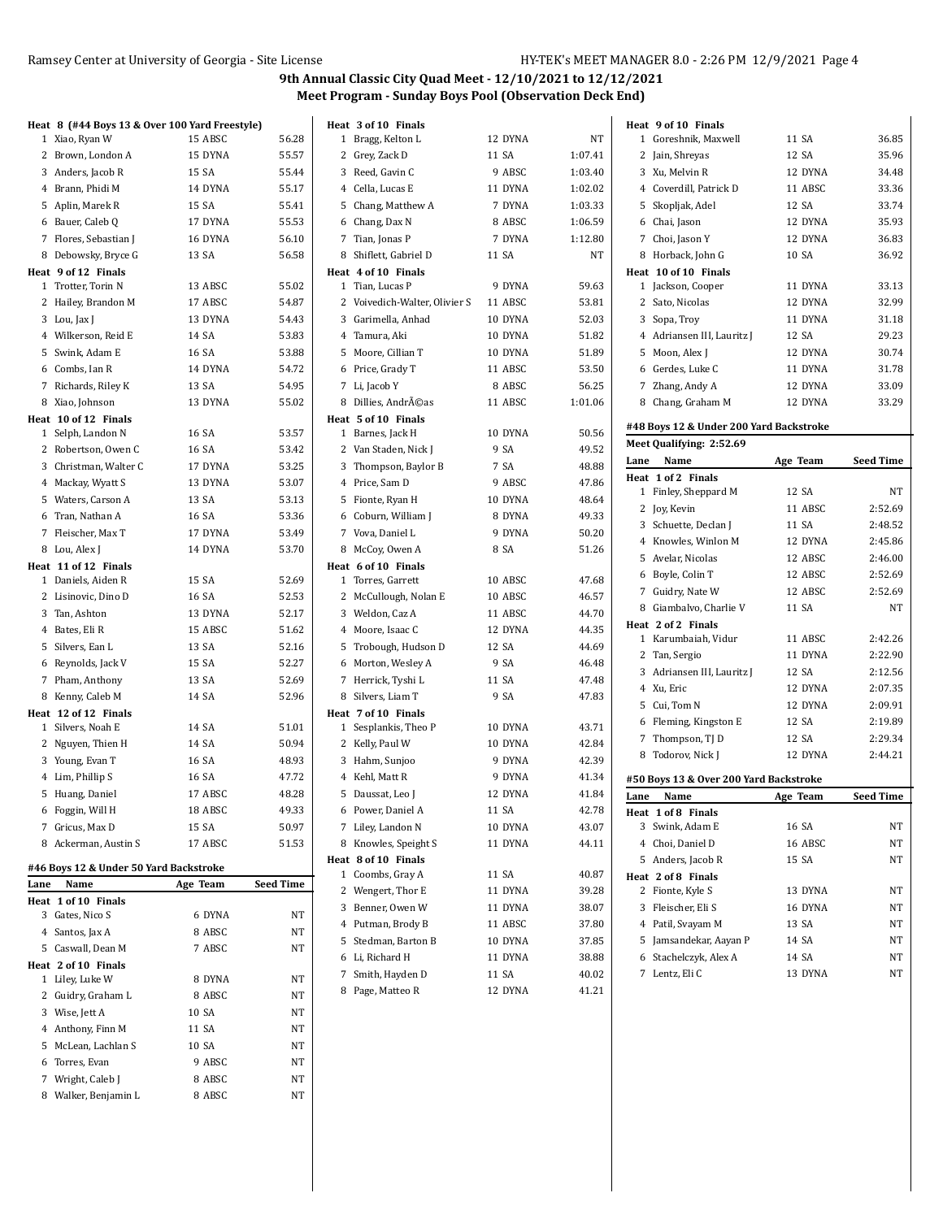**9th Annual Classic City Quad Meet - 12/10/2021 to 12/12/2021**

**Meet Program - Sunday Boys Pool (Observation Deck End)**

**Heat 8 (#44 Boys 13 & Over 100 Yard Freestyle)**

| Lane | Name | Age | Team | Seed Time |
|---|---|---|---|---|
| 1 | Xiao, Ryan W | 15 | ABSC | 56.28 |
| 2 | Brown, London A | 15 | DYNA | 55.57 |
| 3 | Anders, Jacob R | 15 | SA | 55.44 |
| 4 | Brann, Phidi M | 14 | DYNA | 55.17 |
| 5 | Aplin, Marek R | 15 | SA | 55.41 |
| 6 | Bauer, Caleb Q | 17 | DYNA | 55.53 |
| 7 | Flores, Sebastian J | 16 | DYNA | 56.10 |
| 8 | Debowsky, Bryce G | 13 | SA | 56.58 |

**Heat 9 of 12 Finals**

| Lane | Name | Age | Team | Seed Time |
|---|---|---|---|---|
| 1 | Trotter, Torin N | 13 | ABSC | 55.02 |
| 2 | Hailey, Brandon M | 17 | ABSC | 54.87 |
| 3 | Lou, Jax J | 13 | DYNA | 54.43 |
| 4 | Wilkerson, Reid E | 14 | SA | 53.83 |
| 5 | Swink, Adam E | 16 | SA | 53.88 |
| 6 | Combs, Ian R | 14 | DYNA | 54.72 |
| 7 | Richards, Riley K | 13 | SA | 54.95 |
| 8 | Xiao, Johnson | 13 | DYNA | 55.02 |

**Heat 10 of 12 Finals**

| Lane | Name | Age | Team | Seed Time |
|---|---|---|---|---|
| 1 | Selph, Landon N | 16 | SA | 53.57 |
| 2 | Robertson, Owen C | 16 | SA | 53.42 |
| 3 | Christman, Walter C | 17 | DYNA | 53.25 |
| 4 | Mackay, Wyatt S | 13 | DYNA | 53.07 |
| 5 | Waters, Carson A | 13 | SA | 53.13 |
| 6 | Tran, Nathan A | 16 | SA | 53.36 |
| 7 | Fleischer, Max T | 17 | DYNA | 53.49 |
| 8 | Lou, Alex J | 14 | DYNA | 53.70 |

**Heat 11 of 12 Finals**

| Lane | Name | Age | Team | Seed Time |
|---|---|---|---|---|
| 1 | Daniels, Aiden R | 15 | SA | 52.69 |
| 2 | Lisinovic, Dino D | 16 | SA | 52.53 |
| 3 | Tan, Ashton | 13 | DYNA | 52.17 |
| 4 | Bates, Eli R | 15 | ABSC | 51.62 |
| 5 | Silvers, Ean L | 13 | SA | 52.16 |
| 6 | Reynolds, Jack V | 15 | SA | 52.27 |
| 7 | Pham, Anthony | 13 | SA | 52.69 |
| 8 | Kenny, Caleb M | 14 | SA | 52.96 |

**Heat 12 of 12 Finals**

| Lane | Name | Age | Team | Seed Time |
|---|---|---|---|---|
| 1 | Silvers, Noah E | 14 | SA | 51.01 |
| 2 | Nguyen, Thien H | 14 | SA | 50.94 |
| 3 | Young, Evan T | 16 | SA | 48.93 |
| 4 | Lim, Phillip S | 16 | SA | 47.72 |
| 5 | Huang, Daniel | 17 | ABSC | 48.28 |
| 6 | Foggin, Will H | 18 | ABSC | 49.33 |
| 7 | Gricus, Max D | 15 | SA | 50.97 |
| 8 | Ackerman, Austin S | 17 | ABSC | 51.53 |

## #46 Boys 12 & Under 50 Yard Backstroke

**Heat 1 of 10 Finals**

| Lane | Name | Age | Team | Seed Time |
|---|---|---|---|---|
| 3 | Gates, Nico S | 6 | DYNA | NT |
| 4 | Santos, Jax A | 8 | ABSC | NT |
| 5 | Caswall, Dean M | 7 | ABSC | NT |

**Heat 2 of 10 Finals**

| Lane | Name | Age | Team | Seed Time |
|---|---|---|---|---|
| 1 | Liley, Luke W | 8 | DYNA | NT |
| 2 | Guidry, Graham L | 8 | ABSC | NT |
| 3 | Wise, Jett A | 10 | SA | NT |
| 4 | Anthony, Finn M | 11 | SA | NT |
| 5 | McLean, Lachlan S | 10 | SA | NT |
| 6 | Torres, Evan | 9 | ABSC | NT |
| 7 | Wright, Caleb J | 8 | ABSC | NT |
| 8 | Walker, Benjamin L | 8 | ABSC | NT |

**Heat 3 of 10 Finals**

| Lane | Name | Age | Team | Seed Time |
|---|---|---|---|---|
| 1 | Bragg, Kelton L | 12 | DYNA | NT |
| 2 | Grey, Zack D | 11 | SA | 1:07.41 |
| 3 | Reed, Gavin C | 9 | ABSC | 1:03.40 |
| 4 | Cella, Lucas E | 11 | DYNA | 1:02.02 |
| 5 | Chang, Matthew A | 7 | DYNA | 1:03.33 |
| 6 | Chang, Dax N | 8 | ABSC | 1:06.59 |
| 7 | Tian, Jonas P | 7 | DYNA | 1:12.80 |
| 8 | Shiflett, Gabriel D | 11 | SA | NT |

**Heat 4 of 10 Finals**

| Lane | Name | Age | Team | Seed Time |
|---|---|---|---|---|
| 1 | Tian, Lucas P | 9 | DYNA | 59.63 |
| 2 | Voivedich-Walter, Olivier S | 11 | ABSC | 53.81 |
| 3 | Garimella, Anhad | 10 | DYNA | 52.03 |
| 4 | Tamura, Aki | 10 | DYNA | 51.82 |
| 5 | Moore, Cillian T | 10 | DYNA | 51.89 |
| 6 | Price, Grady T | 11 | ABSC | 53.50 |
| 7 | Li, Jacob Y | 8 | ABSC | 56.25 |
| 8 | Dillies, AndrÃ©as | 11 | ABSC | 1:01.06 |

**Heat 5 of 10 Finals**

| Lane | Name | Age | Team | Seed Time |
|---|---|---|---|---|
| 1 | Barnes, Jack H | 10 | DYNA | 50.56 |
| 2 | Van Staden, Nick J | 9 | SA | 49.52 |
| 3 | Thompson, Baylor B | 7 | SA | 48.88 |
| 4 | Price, Sam D | 9 | ABSC | 47.86 |
| 5 | Fionte, Ryan H | 10 | DYNA | 48.64 |
| 6 | Coburn, William J | 8 | DYNA | 49.33 |
| 7 | Vova, Daniel L | 9 | DYNA | 50.20 |
| 8 | McCoy, Owen A | 8 | SA | 51.26 |

**Heat 6 of 10 Finals**

| Lane | Name | Age | Team | Seed Time |
|---|---|---|---|---|
| 1 | Torres, Garrett | 10 | ABSC | 47.68 |
| 2 | McCullough, Nolan E | 10 | ABSC | 46.57 |
| 3 | Weldon, Caz A | 11 | ABSC | 44.70 |
| 4 | Moore, Isaac C | 12 | DYNA | 44.35 |
| 5 | Trobough, Hudson D | 12 | SA | 44.69 |
| 6 | Morton, Wesley A | 9 | SA | 46.48 |
| 7 | Herrick, Tyshi L | 11 | SA | 47.48 |
| 8 | Silvers, Liam T | 9 | SA | 47.83 |

**Heat 7 of 10 Finals**

| Lane | Name | Age | Team | Seed Time |
|---|---|---|---|---|
| 1 | Sesplankis, Theo P | 10 | DYNA | 43.71 |
| 2 | Kelly, Paul W | 10 | DYNA | 42.84 |
| 3 | Hahm, Sunjoo | 9 | DYNA | 42.39 |
| 4 | Kehl, Matt R | 9 | DYNA | 41.34 |
| 5 | Daussat, Leo J | 12 | DYNA | 41.84 |
| 6 | Power, Daniel A | 11 | SA | 42.78 |
| 7 | Liley, Landon N | 10 | DYNA | 43.07 |
| 8 | Knowles, Speight S | 11 | DYNA | 44.11 |

**Heat 8 of 10 Finals**

| Lane | Name | Age | Team | Seed Time |
|---|---|---|---|---|
| 1 | Coombs, Gray A | 11 | SA | 40.87 |
| 2 | Wengert, Thor E | 11 | DYNA | 39.28 |
| 3 | Benner, Owen W | 11 | DYNA | 38.07 |
| 4 | Putman, Brody B | 11 | ABSC | 37.80 |
| 5 | Stedman, Barton B | 10 | DYNA | 37.85 |
| 6 | Li, Richard H | 11 | DYNA | 38.88 |
| 7 | Smith, Hayden D | 11 | SA | 40.02 |
| 8 | Page, Matteo R | 12 | DYNA | 41.21 |

**Heat 9 of 10 Finals**

| Lane | Name | Age | Team | Seed Time |
|---|---|---|---|---|
| 1 | Goreshnik, Maxwell | 11 | SA | 36.85 |
| 2 | Jain, Shreyas | 12 | SA | 35.96 |
| 3 | Xu, Melvin R | 12 | DYNA | 34.48 |
| 4 | Coverdill, Patrick D | 11 | ABSC | 33.36 |
| 5 | Skopljak, Adel | 12 | SA | 33.74 |
| 6 | Chai, Jason | 12 | DYNA | 35.93 |
| 7 | Choi, Jason Y | 12 | DYNA | 36.83 |
| 8 | Horback, John G | 10 | SA | 36.92 |

**Heat 10 of 10 Finals**

| Lane | Name | Age | Team | Seed Time |
|---|---|---|---|---|
| 1 | Jackson, Cooper | 11 | DYNA | 33.13 |
| 2 | Sato, Nicolas | 12 | DYNA | 32.99 |
| 3 | Sopa, Troy | 11 | DYNA | 31.18 |
| 4 | Adriansen III, Lauritz J | 12 | SA | 29.23 |
| 5 | Moon, Alex J | 12 | DYNA | 30.74 |
| 6 | Gerdes, Luke C | 11 | DYNA | 31.78 |
| 7 | Zhang, Andy A | 12 | DYNA | 33.09 |
| 8 | Chang, Graham M | 12 | DYNA | 33.29 |

## #48 Boys 12 & Under 200 Yard Backstroke

Meet Qualifying: 2:52.69

**Heat 1 of 2 Finals**

| Lane | Name | Age | Team | Seed Time |
|---|---|---|---|---|
| 1 | Finley, Sheppard M | 12 | SA | NT |
| 2 | Joy, Kevin | 11 | ABSC | 2:52.69 |
| 3 | Schuette, Declan J | 11 | SA | 2:48.52 |
| 4 | Knowles, Winlon M | 12 | DYNA | 2:45.86 |
| 5 | Avelar, Nicolas | 12 | ABSC | 2:46.00 |
| 6 | Boyle, Colin T | 12 | ABSC | 2:52.69 |
| 7 | Guidry, Nate W | 12 | ABSC | 2:52.69 |
| 8 | Giambalvo, Charlie V | 11 | SA | NT |

**Heat 2 of 2 Finals**

| Lane | Name | Age | Team | Seed Time |
|---|---|---|---|---|
| 1 | Karumbaiah, Vidur | 11 | ABSC | 2:42.26 |
| 2 | Tan, Sergio | 11 | DYNA | 2:22.90 |
| 3 | Adriansen III, Lauritz J | 12 | SA | 2:12.56 |
| 4 | Xu, Eric | 12 | DYNA | 2:07.35 |
| 5 | Cui, Tom N | 12 | DYNA | 2:09.91 |
| 6 | Fleming, Kingston E | 12 | SA | 2:19.89 |
| 7 | Thompson, TJ D | 12 | SA | 2:29.34 |
| 8 | Todorov, Nick J | 12 | DYNA | 2:44.21 |

## #50 Boys 13 & Over 200 Yard Backstroke

**Heat 1 of 8 Finals**

| Lane | Name | Age | Team | Seed Time |
|---|---|---|---|---|
| 3 | Swink, Adam E | 16 | SA | NT |
| 4 | Choi, Daniel D | 16 | ABSC | NT |
| 5 | Anders, Jacob R | 15 | SA | NT |

**Heat 2 of 8 Finals**

| Lane | Name | Age | Team | Seed Time |
|---|---|---|---|---|
| 2 | Fionte, Kyle S | 13 | DYNA | NT |
| 3 | Fleischer, Eli S | 16 | DYNA | NT |
| 4 | Patil, Svayam M | 13 | SA | NT |
| 5 | Jamsandekar, Aayan P | 14 | SA | NT |
| 6 | Stachelczyk, Alex A | 14 | SA | NT |
| 7 | Lentz, Eli C | 13 | DYNA | NT |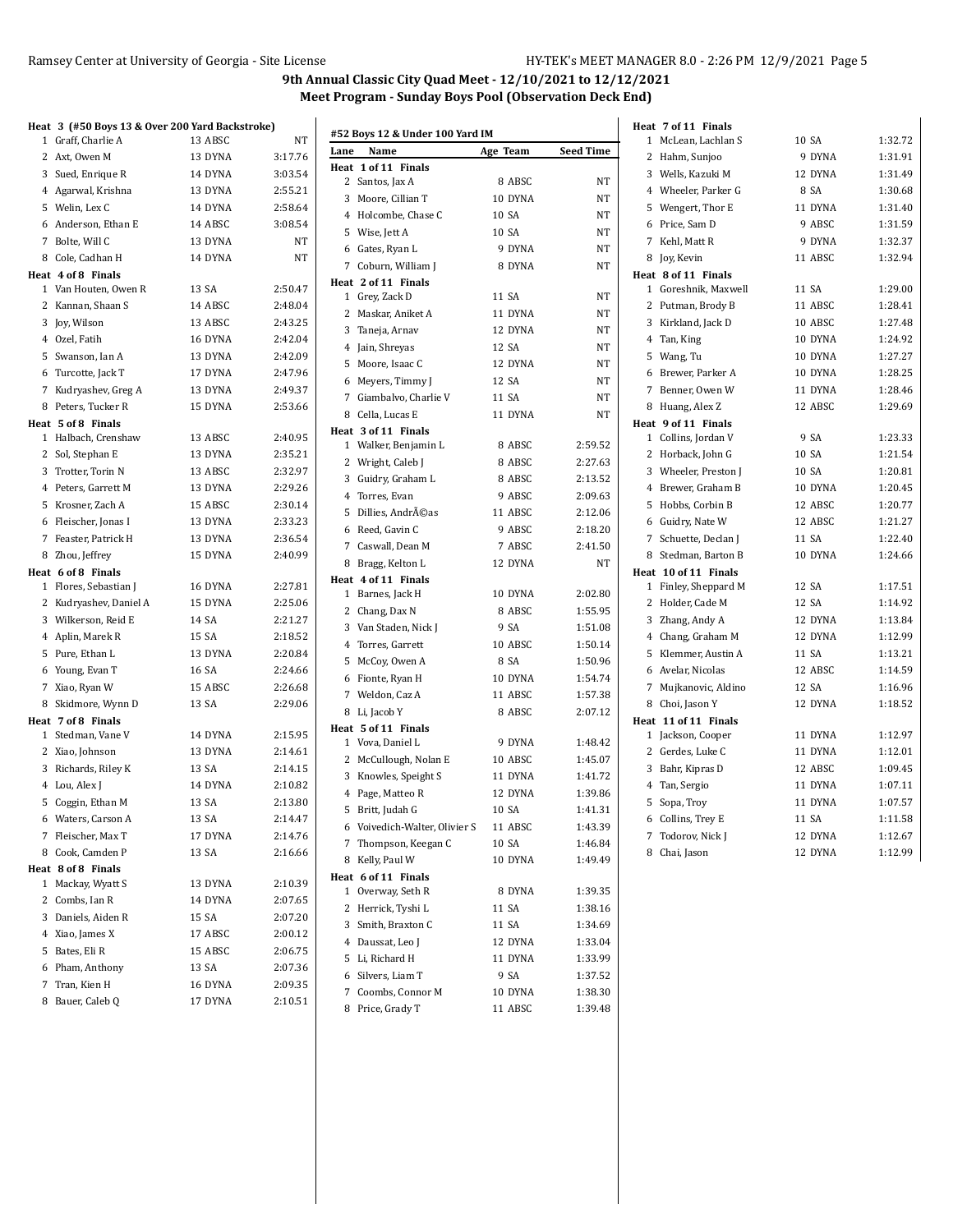# 9th Annual Classic City Quad Meet - 12/10/2021 to 12/12/2021

## Meet Program - Sunday Boys Pool (Observation Deck End)

**Heat 3 (#50 Boys 13 & Over 200 Yard Backstroke)**

| Lane | Name | Age Team | Seed Time |
|---|---|---|---|
| 1 | Graff, Charlie A | 13 ABSC | NT |
| 2 | Axt, Owen M | 13 DYNA | 3:17.76 |
| 3 | Sued, Enrique R | 14 DYNA | 3:03.54 |
| 4 | Agarwal, Krishna | 13 DYNA | 2:55.21 |
| 5 | Welin, Lex C | 14 DYNA | 2:58.64 |
| 6 | Anderson, Ethan E | 14 ABSC | 3:08.54 |
| 7 | Bolte, Will C | 13 DYNA | NT |
| 8 | Cole, Cadhan H | 14 DYNA | NT |

**Heat 4 of 8 Finals**

| Lane | Name | Age Team | Seed Time |
|---|---|---|---|
| 1 | Van Houten, Owen R | 13 SA | 2:50.47 |
| 2 | Kannan, Shaan S | 14 ABSC | 2:48.04 |
| 3 | Joy, Wilson | 13 ABSC | 2:43.25 |
| 4 | Ozel, Fatih | 16 DYNA | 2:42.04 |
| 5 | Swanson, Ian A | 13 DYNA | 2:42.09 |
| 6 | Turcotte, Jack T | 17 DYNA | 2:47.96 |
| 7 | Kudryashev, Greg A | 13 DYNA | 2:49.37 |
| 8 | Peters, Tucker R | 15 DYNA | 2:53.66 |

**Heat 5 of 8 Finals**

| Lane | Name | Age Team | Seed Time |
|---|---|---|---|
| 1 | Halbach, Crenshaw | 13 ABSC | 2:40.95 |
| 2 | Sol, Stephan E | 13 DYNA | 2:35.21 |
| 3 | Trotter, Torin N | 13 ABSC | 2:32.97 |
| 4 | Peters, Garrett M | 13 DYNA | 2:29.26 |
| 5 | Krosner, Zach A | 15 ABSC | 2:30.14 |
| 6 | Fleischer, Jonas I | 13 DYNA | 2:33.23 |
| 7 | Feaster, Patrick H | 13 DYNA | 2:36.54 |
| 8 | Zhou, Jeffrey | 15 DYNA | 2:40.99 |

**Heat 6 of 8 Finals**

| Lane | Name | Age Team | Seed Time |
|---|---|---|---|
| 1 | Flores, Sebastian J | 16 DYNA | 2:27.81 |
| 2 | Kudryashev, Daniel A | 15 DYNA | 2:25.06 |
| 3 | Wilkerson, Reid E | 14 SA | 2:21.27 |
| 4 | Aplin, Marek R | 15 SA | 2:18.52 |
| 5 | Pure, Ethan L | 13 DYNA | 2:20.84 |
| 6 | Young, Evan T | 16 SA | 2:24.66 |
| 7 | Xiao, Ryan W | 15 ABSC | 2:26.68 |
| 8 | Skidmore, Wynn D | 13 SA | 2:29.06 |

**Heat 7 of 8 Finals**

| Lane | Name | Age Team | Seed Time |
|---|---|---|---|
| 1 | Stedman, Vane V | 14 DYNA | 2:15.95 |
| 2 | Xiao, Johnson | 13 DYNA | 2:14.61 |
| 3 | Richards, Riley K | 13 SA | 2:14.15 |
| 4 | Lou, Alex J | 14 DYNA | 2:10.82 |
| 5 | Coggin, Ethan M | 13 SA | 2:13.80 |
| 6 | Waters, Carson A | 13 SA | 2:14.47 |
| 7 | Fleischer, Max T | 17 DYNA | 2:14.76 |
| 8 | Cook, Camden P | 13 SA | 2:16.66 |

**Heat 8 of 8 Finals**

| Lane | Name | Age Team | Seed Time |
|---|---|---|---|
| 1 | Mackay, Wyatt S | 13 DYNA | 2:10.39 |
| 2 | Combs, Ian R | 14 DYNA | 2:07.65 |
| 3 | Daniels, Aiden R | 15 SA | 2:07.20 |
| 4 | Xiao, James X | 17 ABSC | 2:00.12 |
| 5 | Bates, Eli R | 15 ABSC | 2:06.75 |
| 6 | Pham, Anthony | 13 SA | 2:07.36 |
| 7 | Tran, Kien H | 16 DYNA | 2:09.35 |
| 8 | Bauer, Caleb Q | 17 DYNA | 2:10.51 |

### #52 Boys 12 & Under 100 Yard IM

**Heat 1 of 11 Finals**

| Lane | Name | Age Team | Seed Time |
|---|---|---|---|
| 2 | Santos, Jax A | 8 ABSC | NT |
| 3 | Moore, Cillian T | 10 DYNA | NT |
| 4 | Holcombe, Chase C | 10 SA | NT |
| 5 | Wise, Jett A | 10 SA | NT |
| 6 | Gates, Ryan L | 9 DYNA | NT |
| 7 | Coburn, William J | 8 DYNA | NT |

**Heat 2 of 11 Finals**

| Lane | Name | Age Team | Seed Time |
|---|---|---|---|
| 1 | Grey, Zack D | 11 SA | NT |
| 2 | Maskar, Aniket A | 11 DYNA | NT |
| 3 | Taneja, Arnav | 12 DYNA | NT |
| 4 | Jain, Shreyas | 12 SA | NT |
| 5 | Moore, Isaac C | 12 DYNA | NT |
| 6 | Meyers, Timmy J | 12 SA | NT |
| 7 | Giambalvo, Charlie V | 11 SA | NT |
| 8 | Cella, Lucas E | 11 DYNA | NT |

**Heat 3 of 11 Finals**

| Lane | Name | Age Team | Seed Time |
|---|---|---|---|
| 1 | Walker, Benjamin L | 8 ABSC | 2:59.52 |
| 2 | Wright, Caleb J | 8 ABSC | 2:27.63 |
| 3 | Guidry, Graham L | 8 ABSC | 2:13.52 |
| 4 | Torres, Evan | 9 ABSC | 2:09.63 |
| 5 | Dillies, AndrÃ©as | 11 ABSC | 2:12.06 |
| 6 | Reed, Gavin C | 9 ABSC | 2:18.20 |
| 7 | Caswall, Dean M | 7 ABSC | 2:41.50 |
| 8 | Bragg, Kelton L | 12 DYNA | NT |

**Heat 4 of 11 Finals**

| Lane | Name | Age Team | Seed Time |
|---|---|---|---|
| 1 | Barnes, Jack H | 10 DYNA | 2:02.80 |
| 2 | Chang, Dax N | 8 ABSC | 1:55.95 |
| 3 | Van Staden, Nick J | 9 SA | 1:51.08 |
| 4 | Torres, Garrett | 10 ABSC | 1:50.14 |
| 5 | McCoy, Owen A | 8 SA | 1:50.96 |
| 6 | Fionte, Ryan H | 10 DYNA | 1:54.74 |
| 7 | Weldon, Caz A | 11 ABSC | 1:57.38 |
| 8 | Li, Jacob Y | 8 ABSC | 2:07.12 |

**Heat 5 of 11 Finals**

| Lane | Name | Age Team | Seed Time |
|---|---|---|---|
| 1 | Vova, Daniel L | 9 DYNA | 1:48.42 |
| 2 | McCullough, Nolan E | 10 ABSC | 1:45.07 |
| 3 | Knowles, Speight S | 11 DYNA | 1:41.72 |
| 4 | Page, Matteo R | 12 DYNA | 1:39.86 |
| 5 | Britt, Judah G | 10 SA | 1:41.31 |
| 6 | Voivedich-Walter, Olivier S | 11 ABSC | 1:43.39 |
| 7 | Thompson, Keegan C | 10 SA | 1:46.84 |
| 8 | Kelly, Paul W | 10 DYNA | 1:49.49 |

**Heat 6 of 11 Finals**

| Lane | Name | Age Team | Seed Time |
|---|---|---|---|
| 1 | Overway, Seth R | 8 DYNA | 1:39.35 |
| 2 | Herrick, Tyshi L | 11 SA | 1:38.16 |
| 3 | Smith, Braxton C | 11 SA | 1:34.69 |
| 4 | Daussat, Leo J | 12 DYNA | 1:33.04 |
| 5 | Li, Richard H | 11 DYNA | 1:33.99 |
| 6 | Silvers, Liam T | 9 SA | 1:37.52 |
| 7 | Coombs, Connor M | 10 DYNA | 1:38.30 |
| 8 | Price, Grady T | 11 ABSC | 1:39.48 |

**Heat 7 of 11 Finals**

| Lane | Name | Age Team | Seed Time |
|---|---|---|---|
| 1 | McLean, Lachlan S | 10 SA | 1:32.72 |
| 2 | Hahm, Sunjoo | 9 DYNA | 1:31.91 |
| 3 | Wells, Kazuki M | 12 DYNA | 1:31.49 |
| 4 | Wheeler, Parker G | 8 SA | 1:30.68 |
| 5 | Wengert, Thor E | 11 DYNA | 1:31.40 |
| 6 | Price, Sam D | 9 ABSC | 1:31.59 |
| 7 | Kehl, Matt R | 9 DYNA | 1:32.37 |
| 8 | Joy, Kevin | 11 ABSC | 1:32.94 |

**Heat 8 of 11 Finals**

| Lane | Name | Age Team | Seed Time |
|---|---|---|---|
| 1 | Goreshnik, Maxwell | 11 SA | 1:29.00 |
| 2 | Putman, Brody B | 11 ABSC | 1:28.41 |
| 3 | Kirkland, Jack D | 10 ABSC | 1:27.48 |
| 4 | Tan, King | 10 DYNA | 1:24.92 |
| 5 | Wang, Tu | 10 DYNA | 1:27.27 |
| 6 | Brewer, Parker A | 10 DYNA | 1:28.25 |
| 7 | Benner, Owen W | 11 DYNA | 1:28.46 |
| 8 | Huang, Alex Z | 12 ABSC | 1:29.69 |

**Heat 9 of 11 Finals**

| Lane | Name | Age Team | Seed Time |
|---|---|---|---|
| 1 | Collins, Jordan V | 9 SA | 1:23.33 |
| 2 | Horback, John G | 10 SA | 1:21.54 |
| 3 | Wheeler, Preston J | 10 SA | 1:20.81 |
| 4 | Brewer, Graham B | 10 DYNA | 1:20.45 |
| 5 | Hobbs, Corbin B | 12 ABSC | 1:20.77 |
| 6 | Guidry, Nate W | 12 ABSC | 1:21.27 |
| 7 | Schuette, Declan J | 11 SA | 1:22.40 |
| 8 | Stedman, Barton B | 10 DYNA | 1:24.66 |

**Heat 10 of 11 Finals**

| Lane | Name | Age Team | Seed Time |
|---|---|---|---|
| 1 | Finley, Sheppard M | 12 SA | 1:17.51 |
| 2 | Holder, Cade M | 12 SA | 1:14.92 |
| 3 | Zhang, Andy A | 12 DYNA | 1:13.84 |
| 4 | Chang, Graham M | 12 DYNA | 1:12.99 |
| 5 | Klemmer, Austin A | 11 SA | 1:13.21 |
| 6 | Avelar, Nicolas | 12 ABSC | 1:14.59 |
| 7 | Mujkanovic, Aldino | 12 SA | 1:16.96 |
| 8 | Choi, Jason Y | 12 DYNA | 1:18.52 |

**Heat 11 of 11 Finals**

| Lane | Name | Age Team | Seed Time |
|---|---|---|---|
| 1 | Jackson, Cooper | 11 DYNA | 1:12.97 |
| 2 | Gerdes, Luke C | 11 DYNA | 1:12.01 |
| 3 | Bahr, Kipras D | 12 ABSC | 1:09.45 |
| 4 | Tan, Sergio | 11 DYNA | 1:07.11 |
| 5 | Sopa, Troy | 11 DYNA | 1:07.57 |
| 6 | Collins, Trey E | 11 SA | 1:11.58 |
| 7 | Todorov, Nick J | 12 DYNA | 1:12.67 |
| 8 | Chai, Jason | 12 DYNA | 1:12.99 |